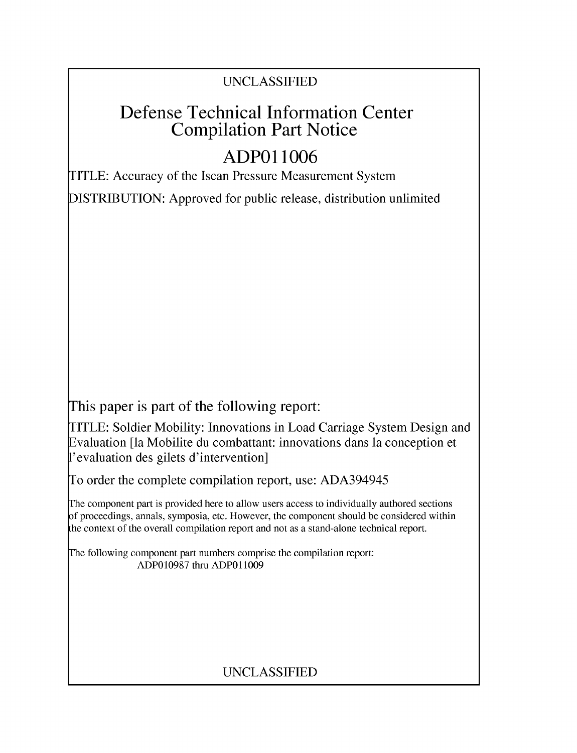UNCLASSIFIED

# Defense Technical Information Center Compilation Part Notice

# ADP011006

TITLE: Accuracy of the Iscan Pressure Measurement System

DISTRIBUTION: Approved for public release, distribution unlimited

This paper is part of the following report:

TITLE: Soldier Mobility: Innovations in Load Carriage System Design and Evaluation [la Mobilite du combattant: innovations dans la conception et l'evaluation des gilets d'intervention]

To order the complete compilation report, use: ADA394945

The component part is provided here to allow users access to individually authored sections of proceedings, annals, symposia, etc. However, the component should be considered within the context of the overall compilation report and not as a stand-alone technical report.

The following component part numbers comprise the compilation report:
ADP010987 thru ADP011009

UNCLASSIFIED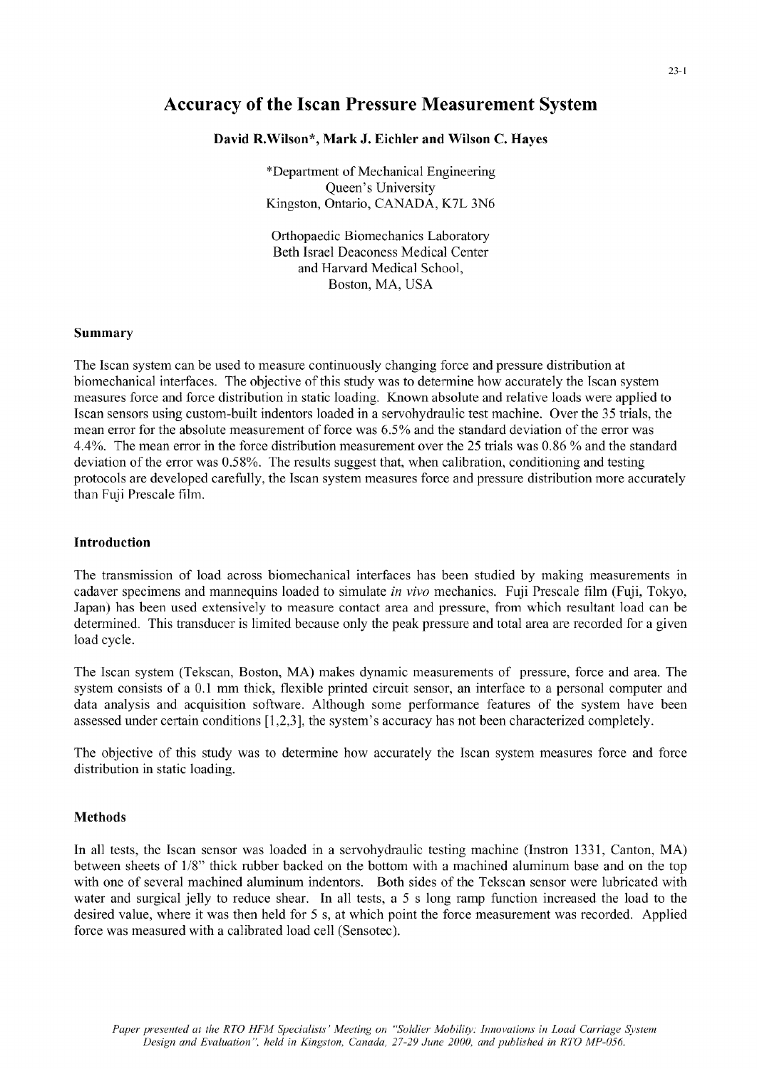# Accuracy of the Iscan Pressure Measurement System

**David R.Wilson\*, Mark J. Eichler and Wilson C. Hayes**

\*Department of Mechanical Engineering
Queen's University
Kingston, Ontario, CANADA, K7L 3N6

Orthopaedic Biomechanics Laboratory
Beth Israel Deaconess Medical Center
and Harvard Medical School,
Boston, MA, USA

### Summary

The Iscan system can be used to measure continuously changing force and pressure distribution at biomechanical interfaces. The objective of this study was to determine how accurately the Iscan system measures force and force distribution in static loading. Known absolute and relative loads were applied to Iscan sensors using custom-built indentors loaded in a servohydraulic test machine. Over the 35 trials, the mean error for the absolute measurement of force was 6.5% and the standard deviation of the error was 4.4%. The mean error in the force distribution measurement over the 25 trials was 0.86 % and the standard deviation of the error was 0.58%. The results suggest that, when calibration, conditioning and testing protocols are developed carefully, the Iscan system measures force and pressure distribution more accurately than Fuji Prescale film.

### Introduction

The transmission of load across biomechanical interfaces has been studied by making measurements in cadaver specimens and mannequins loaded to simulate *in vivo* mechanics. Fuji Prescale film (Fuji, Tokyo, Japan) has been used extensively to measure contact area and pressure, from which resultant load can be determined. This transducer is limited because only the peak pressure and total area are recorded for a given load cycle.

The Iscan system (Tekscan, Boston, MA) makes dynamic measurements of pressure, force and area. The system consists of a 0.1 mm thick, flexible printed circuit sensor, an interface to a personal computer and data analysis and acquisition software. Although some performance features of the system have been assessed under certain conditions [1,2,3], the system's accuracy has not been characterized completely.

The objective of this study was to determine how accurately the Iscan system measures force and force distribution in static loading.

### Methods

In all tests, the Iscan sensor was loaded in a servohydraulic testing machine (Instron 1331, Canton, MA) between sheets of 1/8" thick rubber backed on the bottom with a machined aluminum base and on the top with one of several machined aluminum indentors. Both sides of the Tekscan sensor were lubricated with water and surgical jelly to reduce shear. In all tests, a 5 s long ramp function increased the load to the desired value, where it was then held for 5 s, at which point the force measurement was recorded. Applied force was measured with a calibrated load cell (Sensotec).

*Paper presented at the RTO HFM Specialists' Meeting on "Soldier Mobility: Innovations in Load Carriage System Design and Evaluation", held in Kingston, Canada, 27-29 June 2000, and published in RTO MP-056.*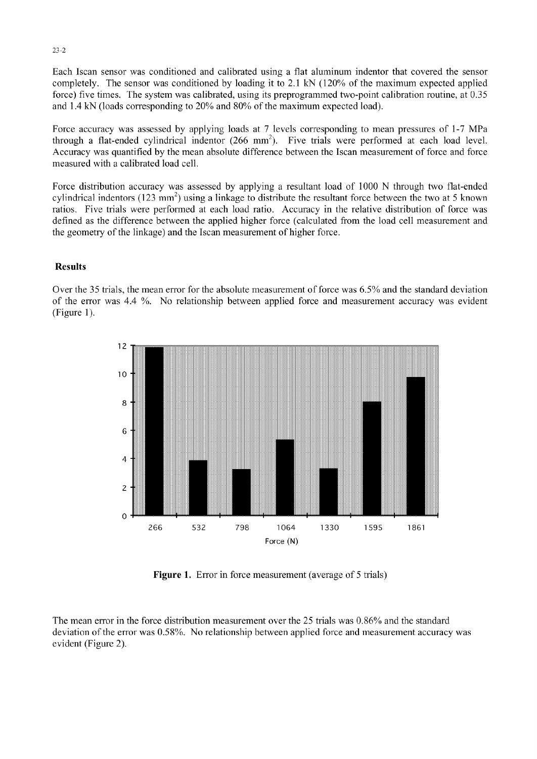Each Iscan sensor was conditioned and calibrated using a flat aluminum indentor that covered the sensor completely. The sensor was conditioned by loading it to 2.1 kN (120% of the maximum expected applied force) five times. The system was calibrated, using its preprogrammed two-point calibration routine, at 0.35 and 1.4 kN (loads corresponding to 20% and 80% of the maximum expected load).

Force accuracy was assessed by applying loads at 7 levels corresponding to mean pressures of 1-7 MPa through a flat-ended cylindrical indentor (266 $mm^2$). Five trials were performed at each load level. Accuracy was quantified by the mean absolute difference between the Iscan measurement of force and force measured with a calibrated load cell.

Force distribution accuracy was assessed by applying a resultant load of 1000 N through two flat-ended cylindrical indentors (123 $mm^2$) using a linkage to distribute the resultant force between the two at 5 known ratios. Five trials were performed at each load ratio. Accuracy in the relative distribution of force was defined as the difference between the applied higher force (calculated from the load cell measurement and the geometry of the linkage) and the Iscan measurement of higher force.

## Results

Over the 35 trials, the mean error for the absolute measurement of force was 6.5% and the standard deviation of the error was 4.4 %. No relationship between applied force and measurement accuracy was evident (Figure 1).

**Figure 1.** Error in force measurement (average of 5 trials)

The mean error in the force distribution measurement over the 25 trials was 0.86% and the standard deviation of the error was 0.58%. No relationship between applied force and measurement accuracy was evident (Figure 2).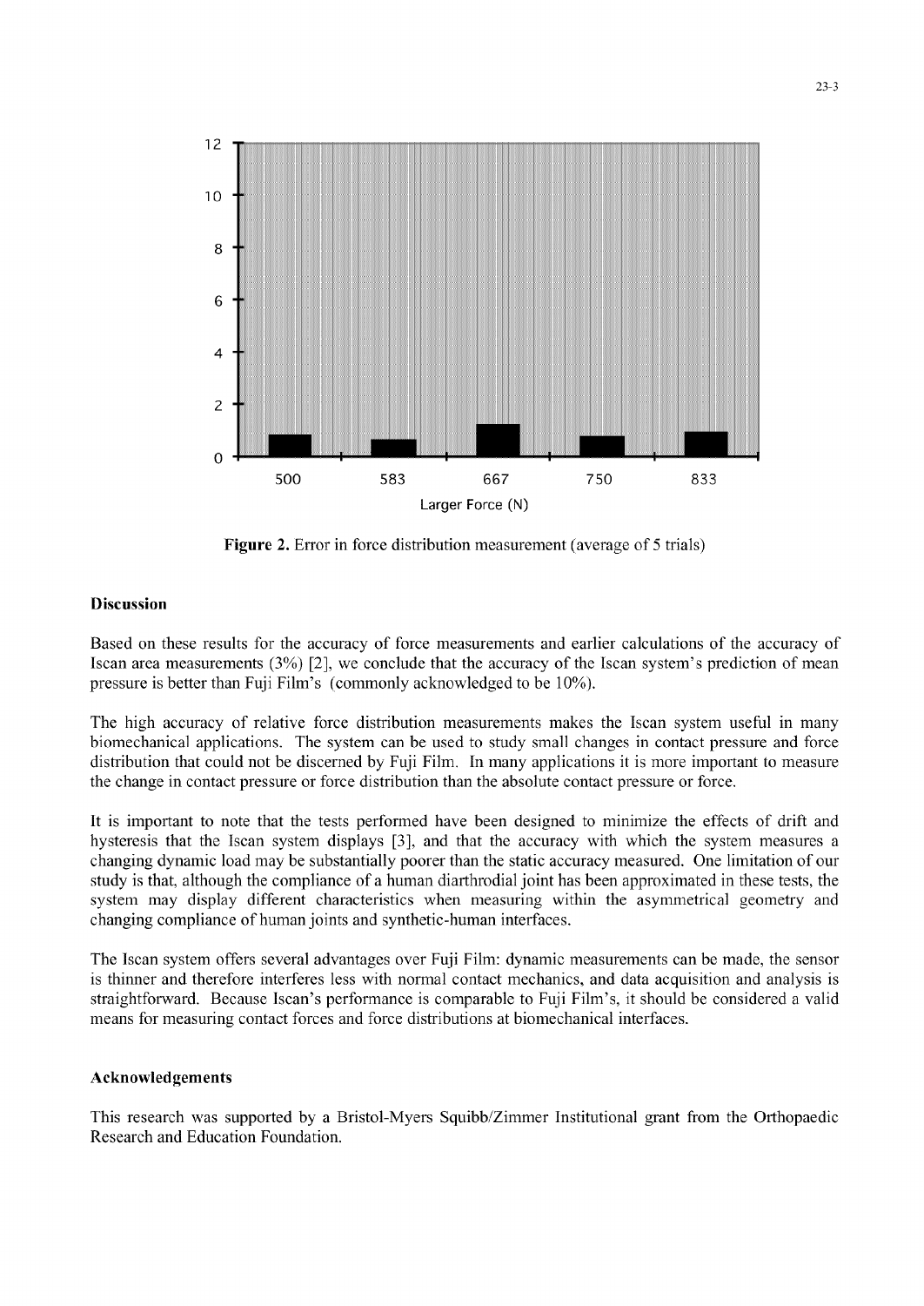Figure 2. Error in force distribution measurement (average of 5 trials)

## Discussion

Based on these results for the accuracy of force measurements and earlier calculations of the accuracy of Iscan area measurements (3%) [2], we conclude that the accuracy of the Iscan system's prediction of mean pressure is better than Fuji Film's (commonly acknowledged to be 10%).

The high accuracy of relative force distribution measurements makes the Iscan system useful in many biomechanical applications. The system can be used to study small changes in contact pressure and force distribution that could not be discerned by Fuji Film. In many applications it is more important to measure the change in contact pressure or force distribution than the absolute contact pressure or force.

It is important to note that the tests performed have been designed to minimize the effects of drift and hysteresis that the Iscan system displays [3], and that the accuracy with which the system measures a changing dynamic load may be substantially poorer than the static accuracy measured. One limitation of our study is that, although the compliance of a human diarthrodial joint has been approximated in these tests, the system may display different characteristics when measuring within the asymmetrical geometry and changing compliance of human joints and synthetic-human interfaces.

The Iscan system offers several advantages over Fuji Film: dynamic measurements can be made, the sensor is thinner and therefore interferes less with normal contact mechanics, and data acquisition and analysis is straightforward. Because Iscan's performance is comparable to Fuji Film's, it should be considered a valid means for measuring contact forces and force distributions at biomechanical interfaces.

## Acknowledgements

This research was supported by a Bristol-Myers Squibb/Zimmer Institutional grant from the Orthopaedic Research and Education Foundation.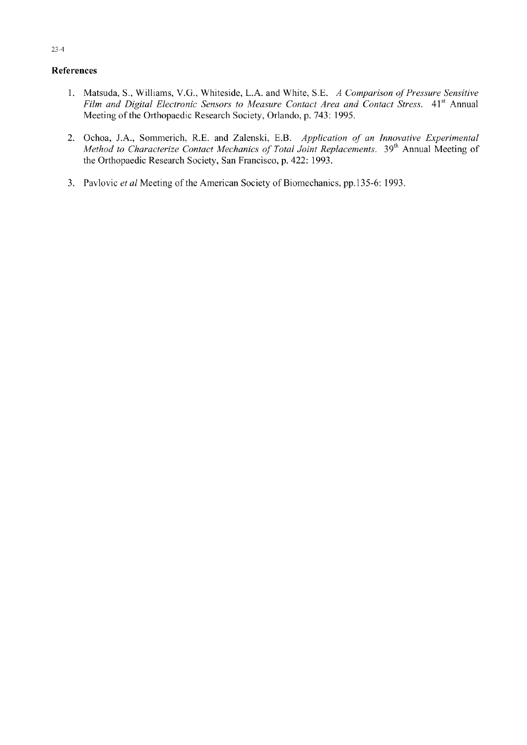## References

1. Matsuda, S., Williams, V.G., Whiteside, L.A. and White, S.E. *A Comparison of Pressure Sensitive Film and Digital Electronic Sensors to Measure Contact Area and Contact Stress.* 41st Annual Meeting of the Orthopaedic Research Society, Orlando, p. 743: 1995.

2. Ochoa, J.A., Sommerich, R.E. and Zalenski, E.B. *Application of an Innovative Experimental Method to Characterize Contact Mechanics of Total Joint Replacements.* 39th Annual Meeting of the Orthopaedic Research Society, San Francisco, p. 422: 1993.

3. Pavlovic *et al* Meeting of the American Society of Biomechanics, pp.135-6: 1993.